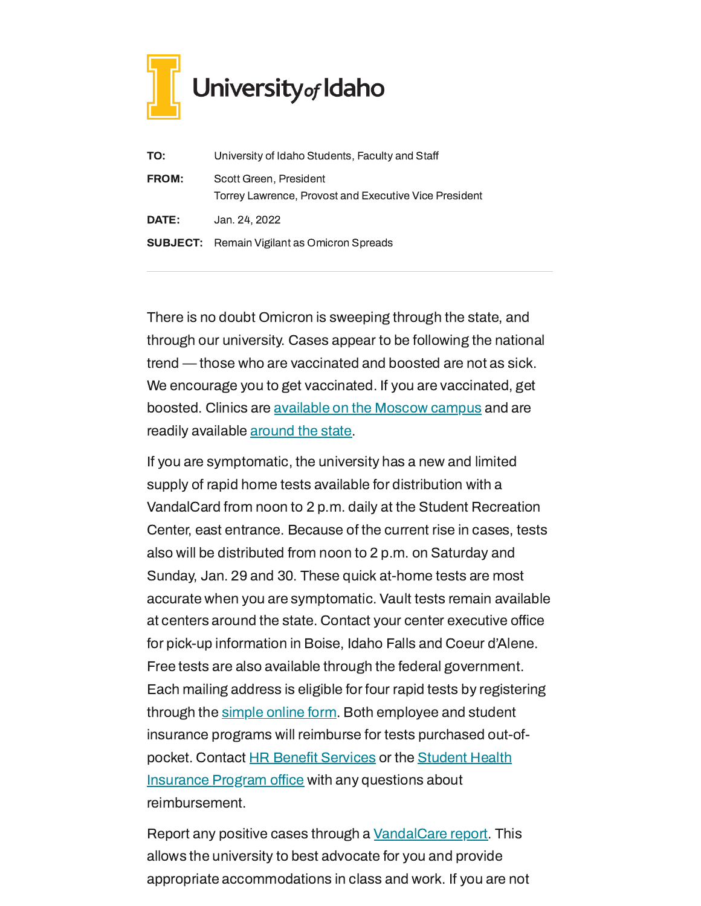University of Idaho

**TO:** University of Idaho Students, Faculty and Staff

**FROM:** Scott Green, President
Torrey Lawrence, Provost and Executive Vice President

**DATE:** Jan. 24, 2022

**SUBJECT:** Remain Vigilant as Omicron Spreads

---

There is no doubt Omicron is sweeping through the state, and through our university. Cases appear to be following the national trend — those who are vaccinated and boosted are not as sick. We encourage you to get vaccinated. If you are vaccinated, get boosted. Clinics are available on the Moscow campus and are readily available around the state.

If you are symptomatic, the university has a new and limited supply of rapid home tests available for distribution with a VandalCard from noon to 2 p.m. daily at the Student Recreation Center, east entrance. Because of the current rise in cases, tests also will be distributed from noon to 2 p.m. on Saturday and Sunday, Jan. 29 and 30. These quick at-home tests are most accurate when you are symptomatic. Vault tests remain available at centers around the state. Contact your center executive office for pick-up information in Boise, Idaho Falls and Coeur d'Alene. Free tests are also available through the federal government. Each mailing address is eligible for four rapid tests by registering through the simple online form. Both employee and student insurance programs will reimburse for tests purchased out-of-pocket. Contact HR Benefit Services or the Student Health Insurance Program office with any questions about reimbursement.

Report any positive cases through a VandalCare report. This allows the university to best advocate for you and provide appropriate accommodations in class and work. If you are not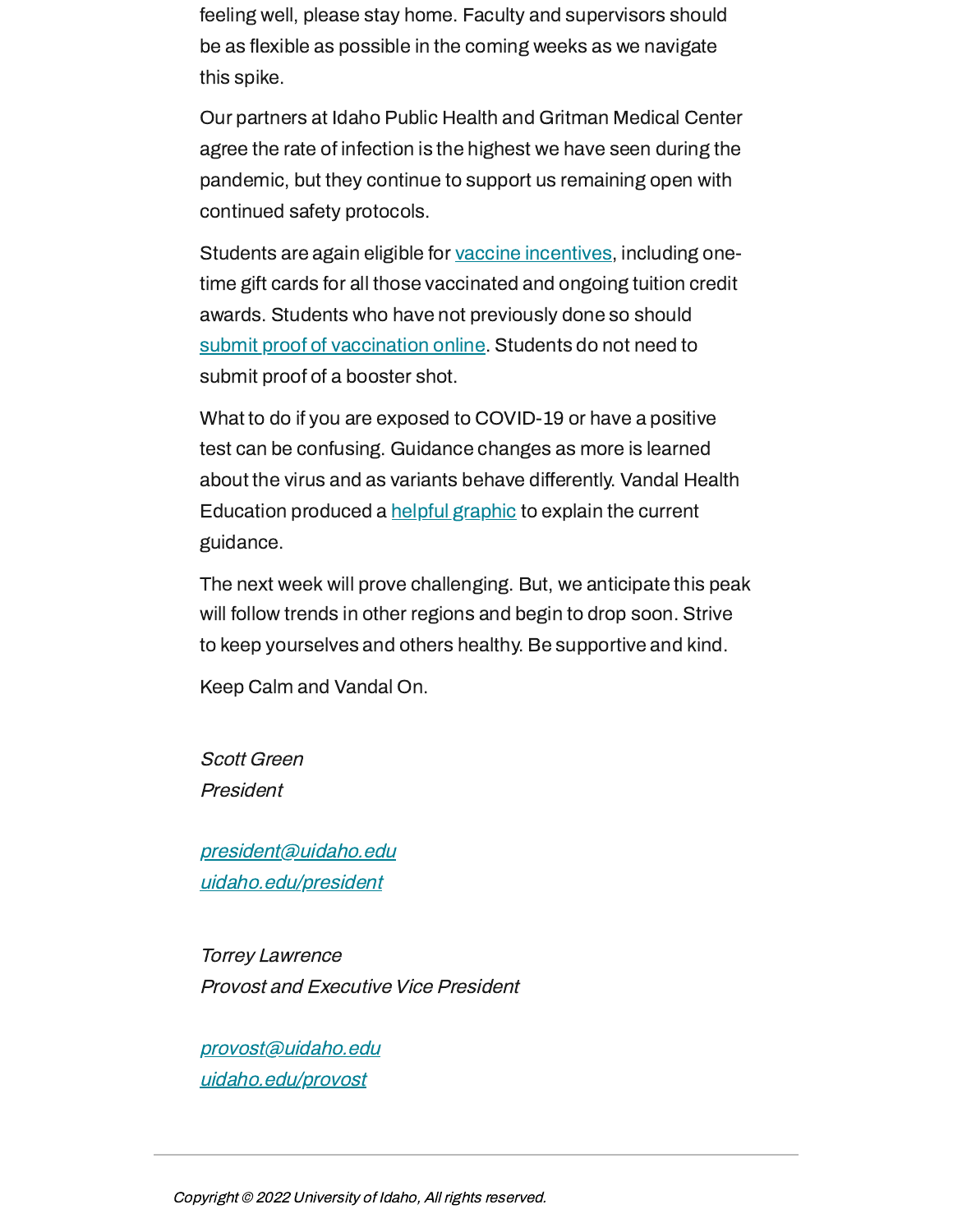feeling well, please stay home. Faculty and supervisors should be as flexible as possible in the coming weeks as we navigate this spike.

Our partners at Idaho Public Health and Gritman Medical Center agree the rate of infection is the highest we have seen during the pandemic, but they continue to support us remaining open with continued safety protocols.

Students are again eligible for [vaccine incentives](), including one-time gift cards for all those vaccinated and ongoing tuition credit awards. Students who have not previously done so should [submit proof of vaccination online](). Students do not need to submit proof of a booster shot.

What to do if you are exposed to COVID-19 or have a positive test can be confusing. Guidance changes as more is learned about the virus and as variants behave differently. Vandal Health Education produced a [helpful graphic]() to explain the current guidance.

The next week will prove challenging. But, we anticipate this peak will follow trends in other regions and begin to drop soon. Strive to keep yourselves and others healthy. Be supportive and kind.

Keep Calm and Vandal On.

*Scott Green*
*President*

*president@uidaho.edu*
*uidaho.edu/president*

*Torrey Lawrence*
*Provost and Executive Vice President*

*provost@uidaho.edu*
*uidaho.edu/provost*

---

*Copyright © 2022 University of Idaho, All rights reserved.*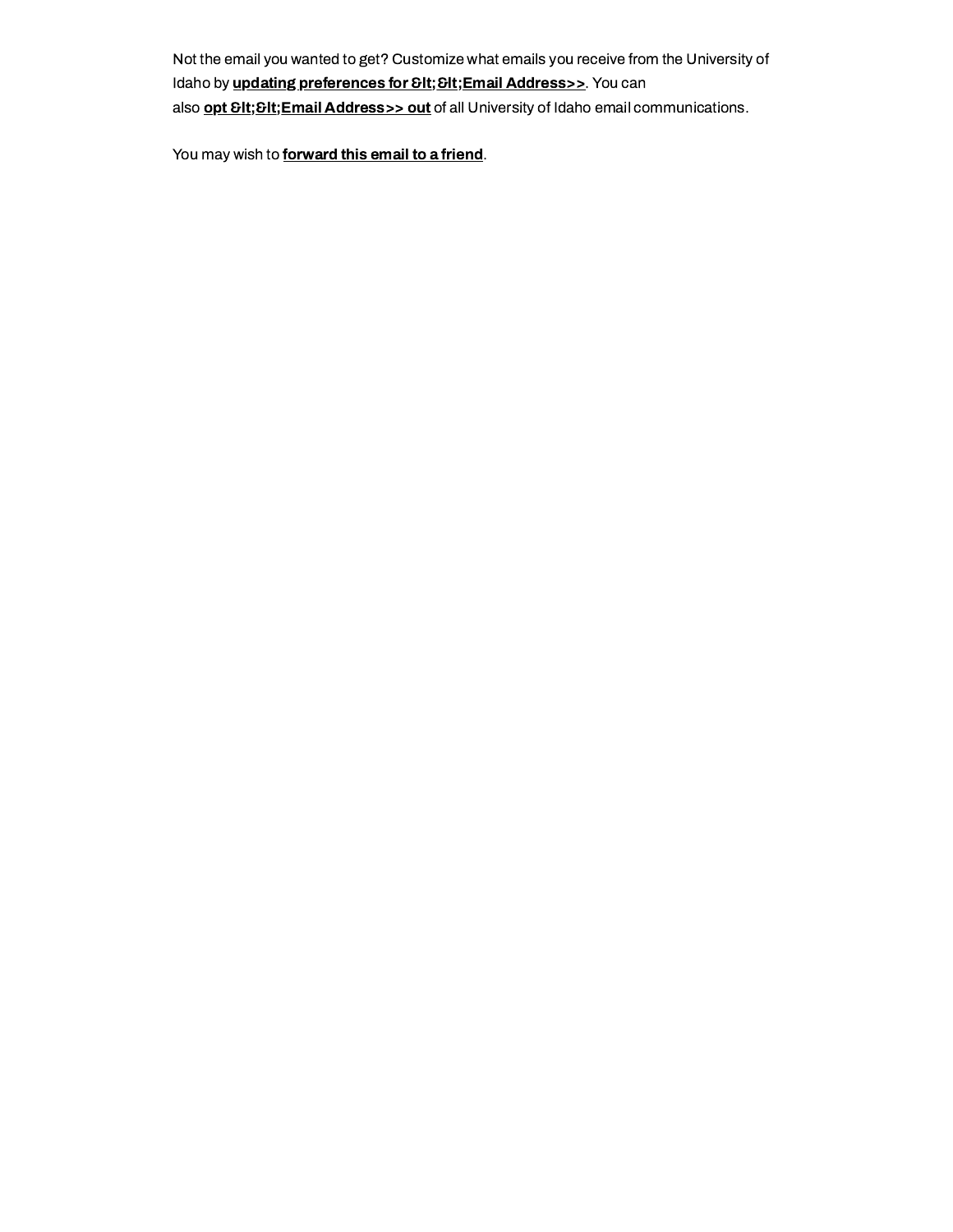Not the email you wanted to get? Customize what emails you receive from the University of Idaho by **updating preferences for &lt;&lt;Email Address>>**. You can also **opt &lt;&lt;Email Address>> out** of all University of Idaho email communications.

You may wish to **forward this email to a friend**.